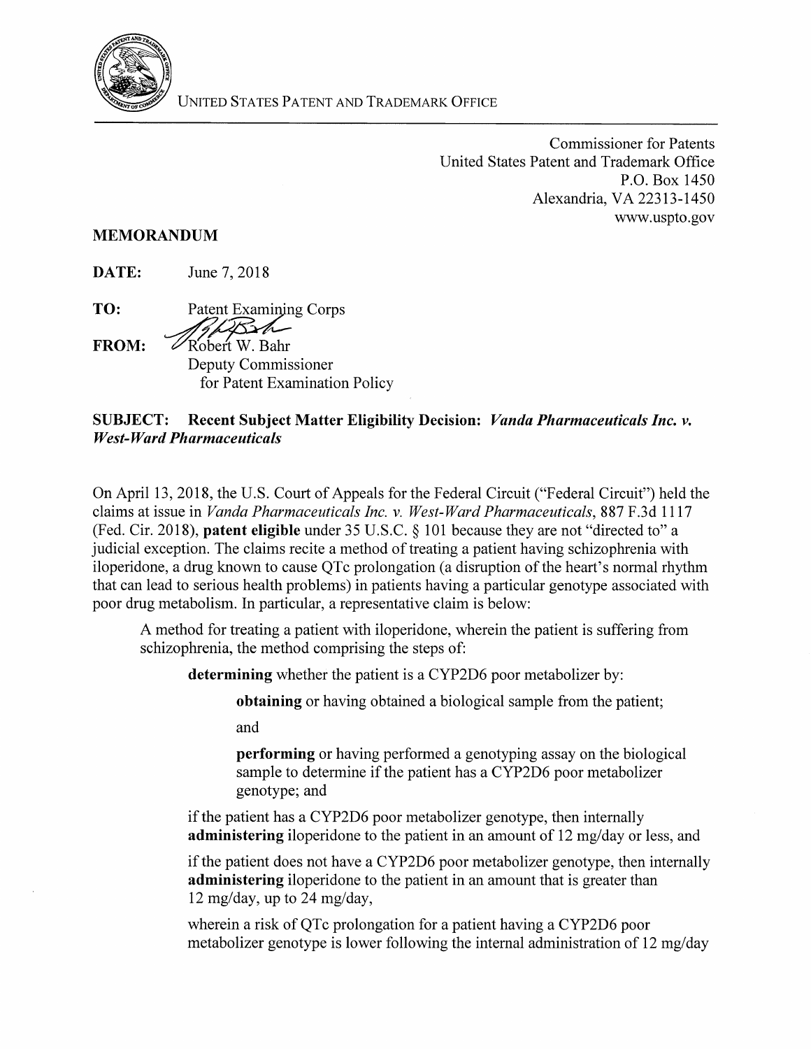UNITED STATES PATENT AND TRADEMARK OFFICE

Commissioner for Patents
United States Patent and Trademark Office
P.O. Box 1450
Alexandria, VA 22313-1450
www.uspto.gov

**MEMORANDUM**

**DATE:** June 7, 2018

**TO:** Patent Examining Corps

**FROM:** Robert W. Bahr
Deputy Commissioner
for Patent Examination Policy

**SUBJECT: Recent Subject Matter Eligibility Decision: *Vanda Pharmaceuticals Inc. v. West-Ward Pharmaceuticals***

On April 13, 2018, the U.S. Court of Appeals for the Federal Circuit ("Federal Circuit") held the claims at issue in *Vanda Pharmaceuticals Inc. v. West-Ward Pharmaceuticals*, 887 F.3d 1117 (Fed. Cir. 2018), **patent eligible** under 35 U.S.C. § 101 because they are not "directed to" a judicial exception. The claims recite a method of treating a patient having schizophrenia with iloperidone, a drug known to cause QTc prolongation (a disruption of the heart's normal rhythm that can lead to serious health problems) in patients having a particular genotype associated with poor drug metabolism. In particular, a representative claim is below:

> A method for treating a patient with iloperidone, wherein the patient is suffering from schizophrenia, the method comprising the steps of:
>
> > **determining** whether the patient is a CYP2D6 poor metabolizer by:
> >
> > > **obtaining** or having obtained a biological sample from the patient;
> > >
> > > and
> > >
> > > **performing** or having performed a genotyping assay on the biological sample to determine if the patient has a CYP2D6 poor metabolizer genotype; and
> >
> > if the patient has a CYP2D6 poor metabolizer genotype, then internally **administering** iloperidone to the patient in an amount of 12 mg/day or less, and
> >
> > if the patient does not have a CYP2D6 poor metabolizer genotype, then internally **administering** iloperidone to the patient in an amount that is greater than 12 mg/day, up to 24 mg/day,
> >
> > wherein a risk of QTc prolongation for a patient having a CYP2D6 poor metabolizer genotype is lower following the internal administration of 12 mg/day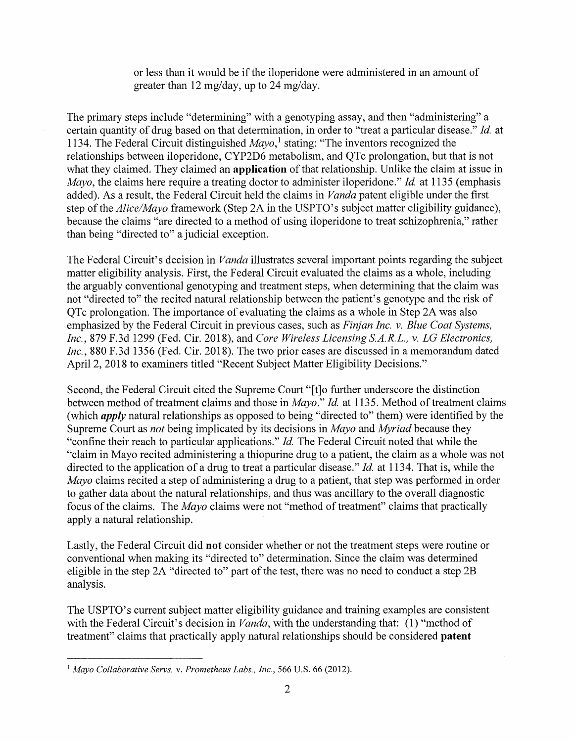> or less than it would be if the iloperidone were administered in an amount of greater than 12 mg/day, up to 24 mg/day.

The primary steps include "determining" with a genotyping assay, and then "administering" a certain quantity of drug based on that determination, in order to "treat a particular disease." *Id.* at 1134. The Federal Circuit distinguished *Mayo*,[1] stating: "The inventors recognized the relationships between iloperidone, CYP2D6 metabolism, and QTc prolongation, but that is not what they claimed. They claimed an **application** of that relationship. Unlike the claim at issue in *Mayo*, the claims here require a treating doctor to administer iloperidone." *Id.* at 1135 (emphasis added). As a result, the Federal Circuit held the claims in *Vanda* patent eligible under the first step of the *Alice/Mayo* framework (Step 2A in the USPTO's subject matter eligibility guidance), because the claims "are directed to a method of using iloperidone to treat schizophrenia," rather than being "directed to" a judicial exception.

The Federal Circuit's decision in *Vanda* illustrates several important points regarding the subject matter eligibility analysis. First, the Federal Circuit evaluated the claims as a whole, including the arguably conventional genotyping and treatment steps, when determining that the claim was not "directed to" the recited natural relationship between the patient's genotype and the risk of QTc prolongation. The importance of evaluating the claims as a whole in Step 2A was also emphasized by the Federal Circuit in previous cases, such as *Finjan Inc. v. Blue Coat Systems, Inc.*, 879 F.3d 1299 (Fed. Cir. 2018), and *Core Wireless Licensing S.A.R.L., v. LG Electronics, Inc.*, 880 F.3d 1356 (Fed. Cir. 2018). The two prior cases are discussed in a memorandum dated April 2, 2018 to examiners titled "Recent Subject Matter Eligibility Decisions."

Second, the Federal Circuit cited the Supreme Court "[t]o further underscore the distinction between method of treatment claims and those in *Mayo*." *Id.* at 1135. Method of treatment claims (which ***apply*** natural relationships as opposed to being "directed to" them) were identified by the Supreme Court as *not* being implicated by its decisions in *Mayo* and *Myriad* because they "confine their reach to particular applications." *Id.* The Federal Circuit noted that while the "claim in Mayo recited administering a thiopurine drug to a patient, the claim as a whole was not directed to the application of a drug to treat a particular disease." *Id.* at 1134. That is, while the *Mayo* claims recited a step of administering a drug to a patient, that step was performed in order to gather data about the natural relationships, and thus was ancillary to the overall diagnostic focus of the claims. The *Mayo* claims were not "method of treatment" claims that practically apply a natural relationship.

Lastly, the Federal Circuit did **not** consider whether or not the treatment steps were routine or conventional when making its "directed to" determination. Since the claim was determined eligible in the step 2A "directed to" part of the test, there was no need to conduct a step 2B analysis.

The USPTO's current subject matter eligibility guidance and training examples are consistent with the Federal Circuit's decision in *Vanda*, with the understanding that: (1) "method of treatment" claims that practically apply natural relationships should be considered **patent**

---

[1] *Mayo Collaborative Servs.* v. *Prometheus Labs., Inc.*, 566 U.S. 66 (2012).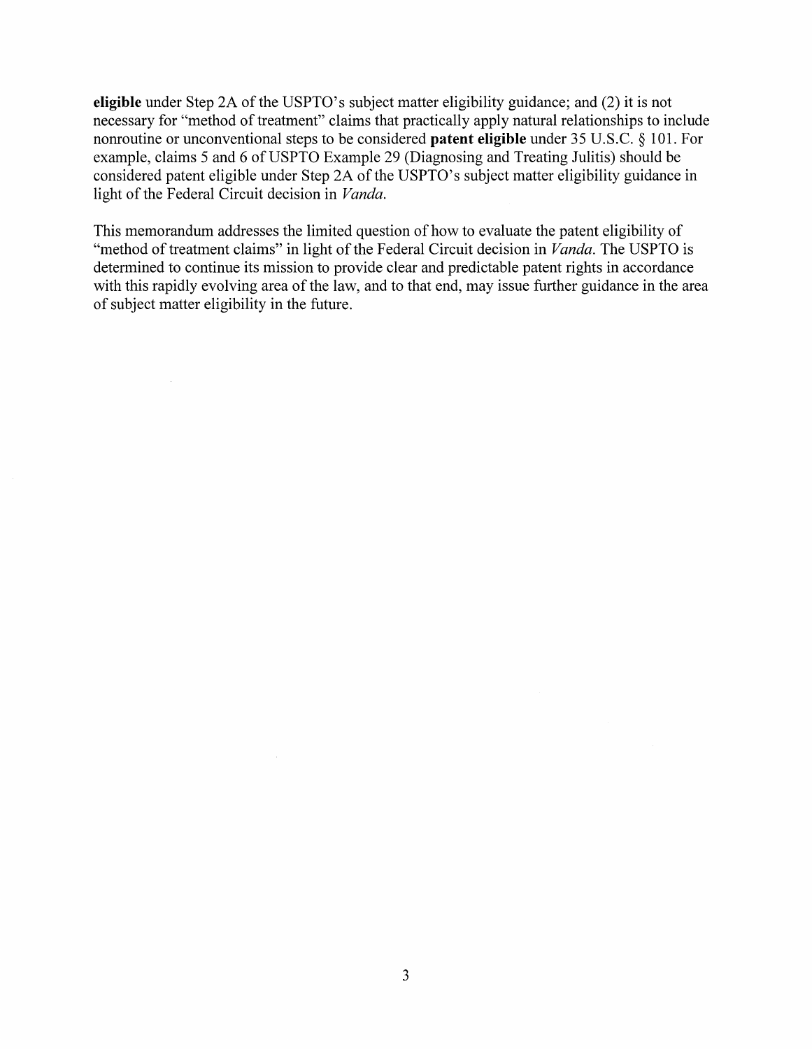**eligible** under Step 2A of the USPTO's subject matter eligibility guidance; and (2) it is not necessary for "method of treatment" claims that practically apply natural relationships to include nonroutine or unconventional steps to be considered **patent eligible** under 35 U.S.C. § 101. For example, claims 5 and 6 of USPTO Example 29 (Diagnosing and Treating Julitis) should be considered patent eligible under Step 2A of the USPTO's subject matter eligibility guidance in light of the Federal Circuit decision in *Vanda*.

This memorandum addresses the limited question of how to evaluate the patent eligibility of "method of treatment claims" in light of the Federal Circuit decision in *Vanda*. The USPTO is determined to continue its mission to provide clear and predictable patent rights in accordance with this rapidly evolving area of the law, and to that end, may issue further guidance in the area of subject matter eligibility in the future.